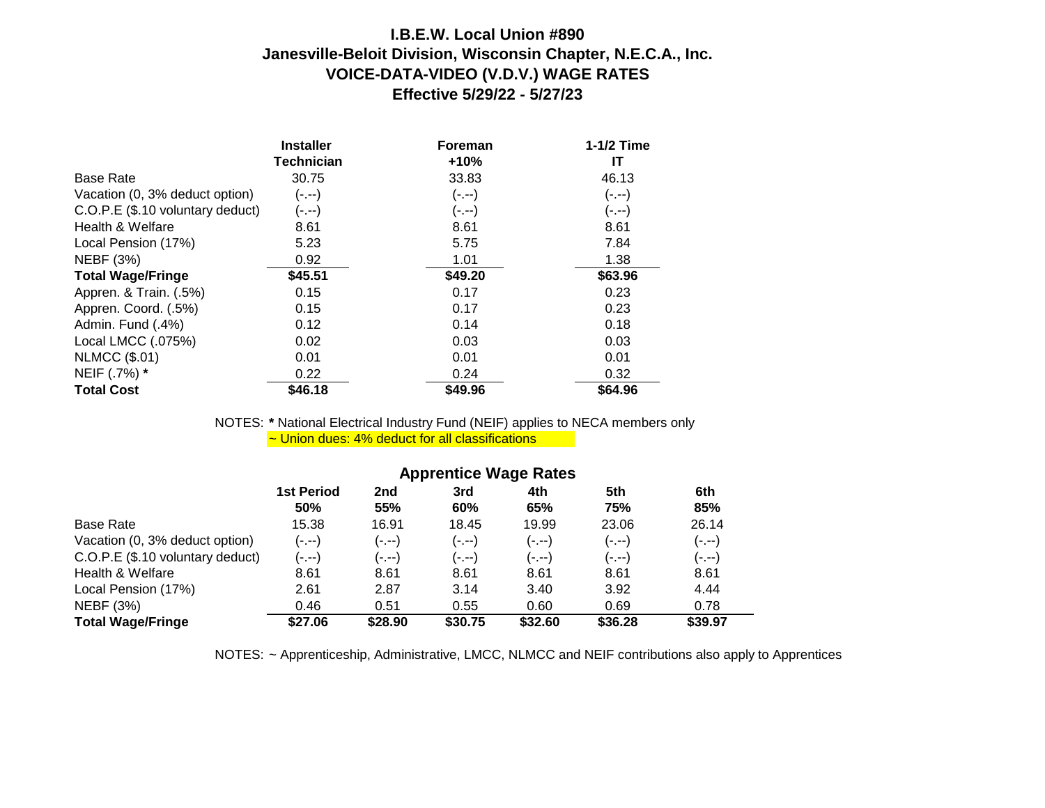# I.B.E.W. Local Union #890
## Janesville-Beloit Division, Wisconsin Chapter, N.E.C.A., Inc.
## VOICE-DATA-VIDEO (V.D.V.) WAGE RATES
## Effective 5/29/22 - 5/27/23

| | Installer Technician | Foreman +10% | 1-1/2 Time IT |
|---|---|---|---|
| Base Rate | 30.75 | 33.83 | 46.13 |
| Vacation (0, 3% deduct option) | (-.--) | (-.--) | (-.--) |
| C.O.P.E ($.10 voluntary deduct) | (-.--) | (-.--) | (-.--) |
| Health & Welfare | 8.61 | 8.61 | 8.61 |
| Local Pension (17%) | 5.23 | 5.75 | 7.84 |
| NEBF (3%) | 0.92 | 1.01 | 1.38 |
| **Total Wage/Fringe** | **$45.51** | **$49.20** | **$63.96** |
| Appren. & Train. (.5%) | 0.15 | 0.17 | 0.23 |
| Appren. Coord. (.5%) | 0.15 | 0.17 | 0.23 |
| Admin. Fund (.4%) | 0.12 | 0.14 | 0.18 |
| Local LMCC (.075%) | 0.02 | 0.03 | 0.03 |
| NLMCC ($.01) | 0.01 | 0.01 | 0.01 |
| NEIF (.7%) **\*** | 0.22 | 0.24 | 0.32 |
| **Total Cost** | **$46.18** | **$49.96** | **$64.96** |

NOTES: **\*** National Electrical Industry Fund (NEIF) applies to NECA members only
~ Union dues: 4% deduct for all classifications

### Apprentice Wage Rates

| | 1st Period 50% | 2nd 55% | 3rd 60% | 4th 65% | 5th 75% | 6th 85% |
|---|---|---|---|---|---|---|
| Base Rate | 15.38 | 16.91 | 18.45 | 19.99 | 23.06 | 26.14 |
| Vacation (0, 3% deduct option) | (-.--) | (-.--) | (-.--) | (-.--) | (-.--) | (-.--) |
| C.O.P.E ($.10 voluntary deduct) | (-.--) | (-.--) | (-.--) | (-.--) | (-.--) | (-.--) |
| Health & Welfare | 8.61 | 8.61 | 8.61 | 8.61 | 8.61 | 8.61 |
| Local Pension (17%) | 2.61 | 2.87 | 3.14 | 3.40 | 3.92 | 4.44 |
| NEBF (3%) | 0.46 | 0.51 | 0.55 | 0.60 | 0.69 | 0.78 |
| **Total Wage/Fringe** | **$27.06** | **$28.90** | **$30.75** | **$32.60** | **$36.28** | **$39.97** |

NOTES: ~ Apprenticeship, Administrative, LMCC, NLMCC and NEIF contributions also apply to Apprentices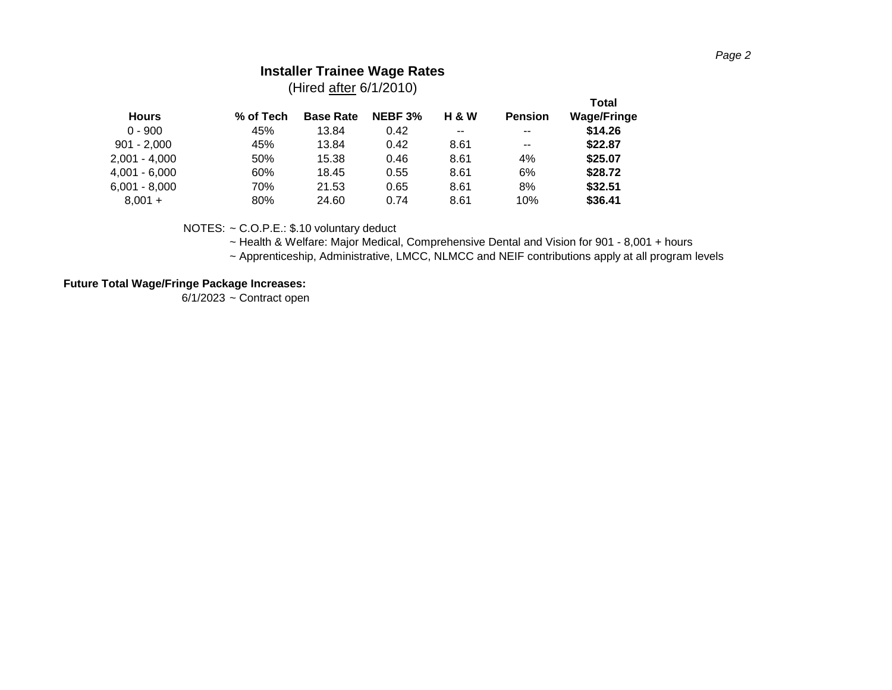## Installer Trainee Wage Rates

(Hired after 6/1/2010)

| Hours | % of Tech | Base Rate | NEBF 3% | H & W | Pension | Total Wage/Fringe |
|---|---|---|---|---|---|---|
| 0 - 900 | 45% | 13.84 | 0.42 | -- | -- | **$14.26** |
| 901 - 2,000 | 45% | 13.84 | 0.42 | 8.61 | -- | **$22.87** |
| 2,001 - 4,000 | 50% | 15.38 | 0.46 | 8.61 | 4% | **$25.07** |
| 4,001 - 6,000 | 60% | 18.45 | 0.55 | 8.61 | 6% | **$28.72** |
| 6,001 - 8,000 | 70% | 21.53 | 0.65 | 8.61 | 8% | **$32.51** |
| 8,001 + | 80% | 24.60 | 0.74 | 8.61 | 10% | **$36.41** |

NOTES:
- ~ C.O.P.E.: $.10 voluntary deduct
- ~ Health & Welfare: Major Medical, Comprehensive Dental and Vision for 901 - 8,001 + hours
- ~ Apprenticeship, Administrative, LMCC, NLMCC and NEIF contributions apply at all program levels

**Future Total Wage/Fringe Package Increases:**

6/1/2023 ~ Contract open